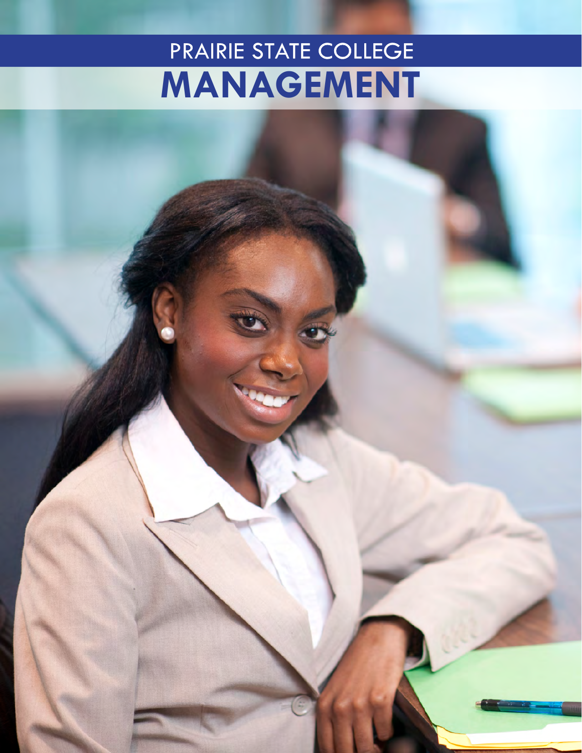# PRAIRIE STATE COLLEGE

# MANAGEMENT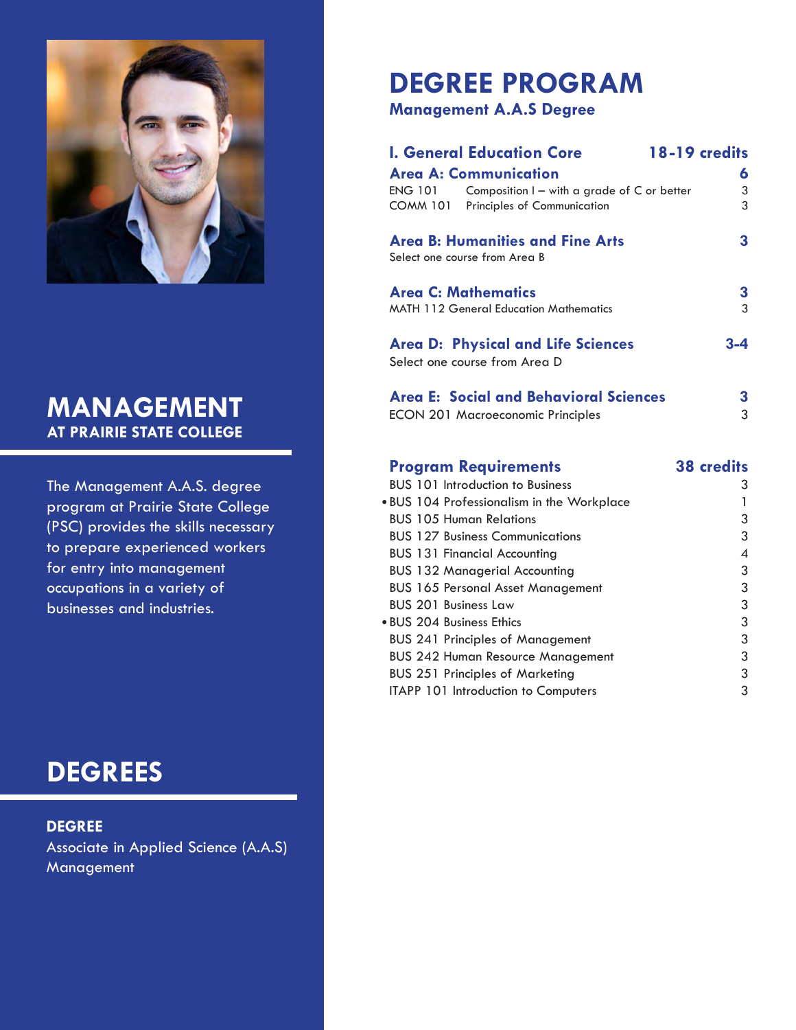# MANAGEMENT

**AT PRAIRIE STATE COLLEGE**

The Management A.A.S. degree program at Prairie State College (PSC) provides the skills necessary to prepare experienced workers for entry into management occupations in a variety of businesses and industries.

## DEGREES

**DEGREE**

Associate in Applied Science (A.A.S) Management

# DEGREE PROGRAM

### Management A.A.S Degree

## I. General Education Core — 18-19 credits

### Area A: Communication — 6

| Course | Title | Credits |
|---|---|---|
| ENG 101 | Composition I – with a grade of C or better | 3 |
| COMM 101 | Principles of Communication | 3 |

### Area B: Humanities and Fine Arts — 3

Select one course from Area B

### Area C: Mathematics — 3

| Course | Credits |
|---|---|
| MATH 112 General Education Mathematics | 3 |

### Area D: Physical and Life Sciences — 3-4

Select one course from Area D

### Area E: Social and Behavioral Sciences — 3

| Course | Credits |
|---|---|
| ECON 201 Macroeconomic Principles | 3 |

## Program Requirements — 38 credits

| Course | Credits |
|---|---|
| BUS 101 Introduction to Business | 3 |
| • BUS 104 Professionalism in the Workplace | 1 |
| BUS 105 Human Relations | 3 |
| BUS 127 Business Communications | 3 |
| BUS 131 Financial Accounting | 4 |
| BUS 132 Managerial Accounting | 3 |
| BUS 165 Personal Asset Management | 3 |
| BUS 201 Business Law | 3 |
| • BUS 204 Business Ethics | 3 |
| BUS 241 Principles of Management | 3 |
| BUS 242 Human Resource Management | 3 |
| BUS 251 Principles of Marketing | 3 |
| ITAPP 101 Introduction to Computers | 3 |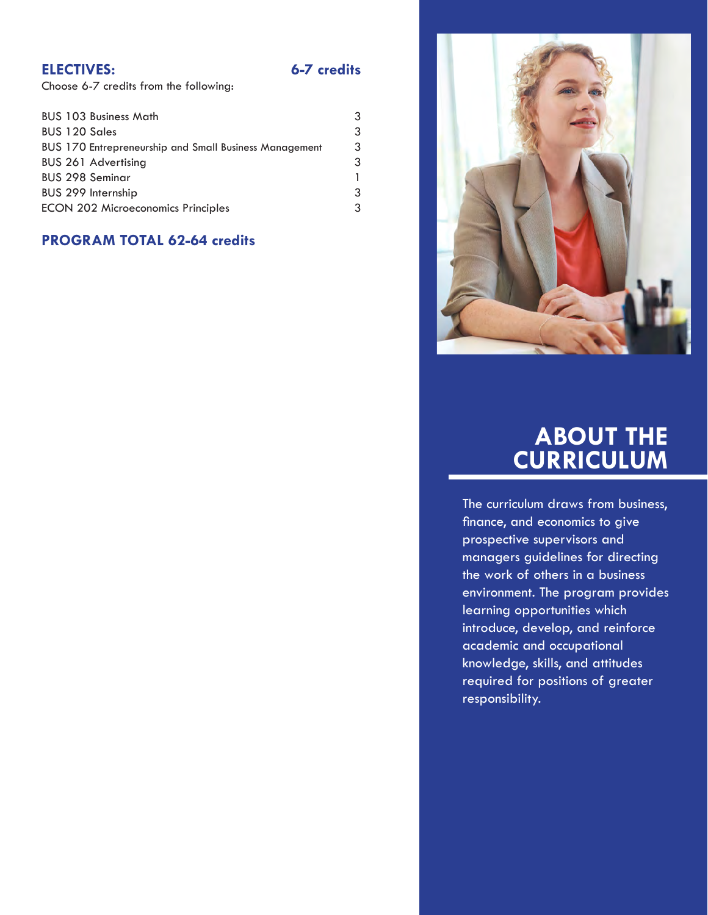## ELECTIVES: 6-7 credits

Choose 6-7 credits from the following:

| Course | Credits |
|---|---|
| BUS 103 Business Math | 3 |
| BUS 120 Sales | 3 |
| BUS 170 Entrepreneurship and Small Business Management | 3 |
| BUS 261 Advertising | 3 |
| BUS 298 Seminar | 1 |
| BUS 299 Internship | 3 |
| ECON 202 Microeconomics Principles | 3 |

## PROGRAM TOTAL 62-64 credits

# ABOUT THE CURRICULUM

The curriculum draws from business, finance, and economics to give prospective supervisors and managers guidelines for directing the work of others in a business environment. The program provides learning opportunities which introduce, develop, and reinforce academic and occupational knowledge, skills, and attitudes required for positions of greater responsibility.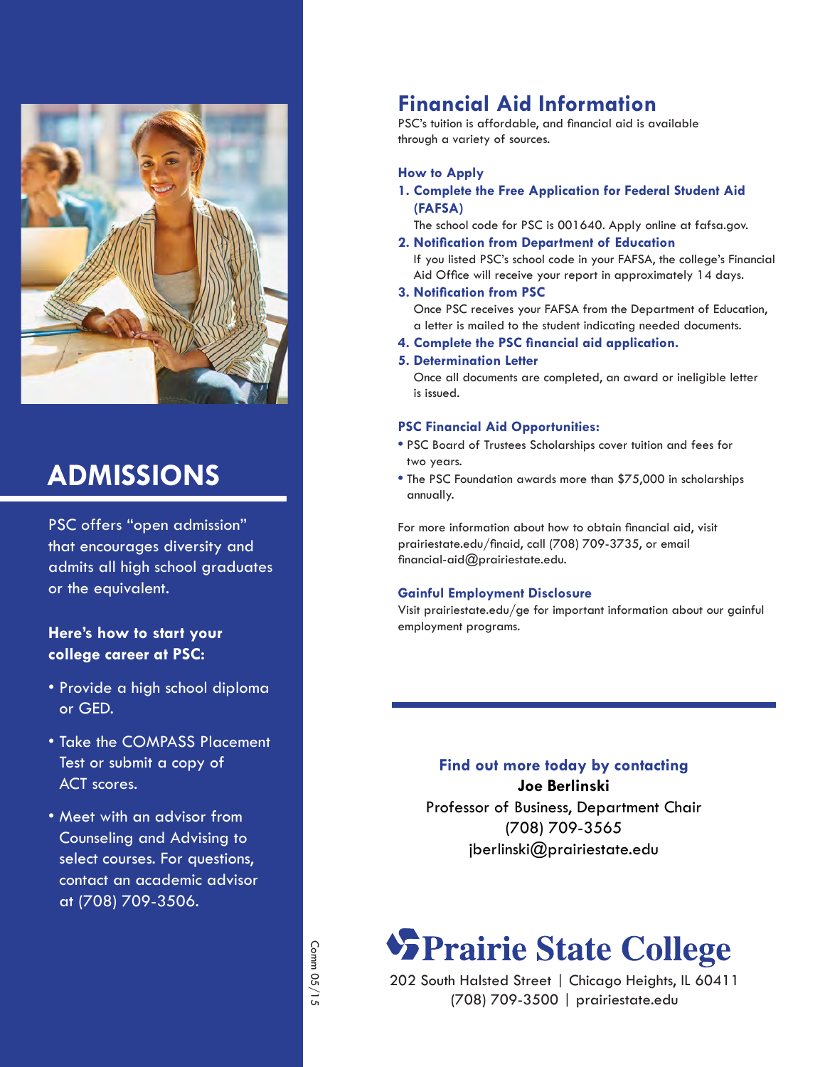# ADMISSIONS

PSC offers "open admission" that encourages diversity and admits all high school graduates or the equivalent.

**Here's how to start your college career at PSC:**

- Provide a high school diploma or GED.
- Take the COMPASS Placement Test or submit a copy of ACT scores.
- Meet with an advisor from Counseling and Advising to select courses. For questions, contact an academic advisor at (708) 709-3506.

Comm 05/15

## Financial Aid Information

PSC's tuition is affordable, and financial aid is available through a variety of sources.

### How to Apply

1. **Complete the Free Application for Federal Student Aid (FAFSA)**
   The school code for PSC is 001640. Apply online at fafsa.gov.
2. **Notification from Department of Education**
   If you listed PSC's school code in your FAFSA, the college's Financial Aid Office will receive your report in approximately 14 days.
3. **Notification from PSC**
   Once PSC receives your FAFSA from the Department of Education, a letter is mailed to the student indicating needed documents.
4. **Complete the PSC financial aid application.**
5. **Determination Letter**
   Once all documents are completed, an award or ineligible letter is issued.

### PSC Financial Aid Opportunities:

- PSC Board of Trustees Scholarships cover tuition and fees for two years.
- The PSC Foundation awards more than $75,000 in scholarships annually.

For more information about how to obtain financial aid, visit prairiestate.edu/finaid, call (708) 709-3735, or email financial-aid@prairiestate.edu.

### Gainful Employment Disclosure

Visit prairiestate.edu/ge for important information about our gainful employment programs.

**Find out more today by contacting**
**Joe Berlinski**
Professor of Business, Department Chair
(708) 709-3565
jberlinski@prairiestate.edu

**Prairie State College**
202 South Halsted Street | Chicago Heights, IL 60411
(708) 709-3500 | prairiestate.edu